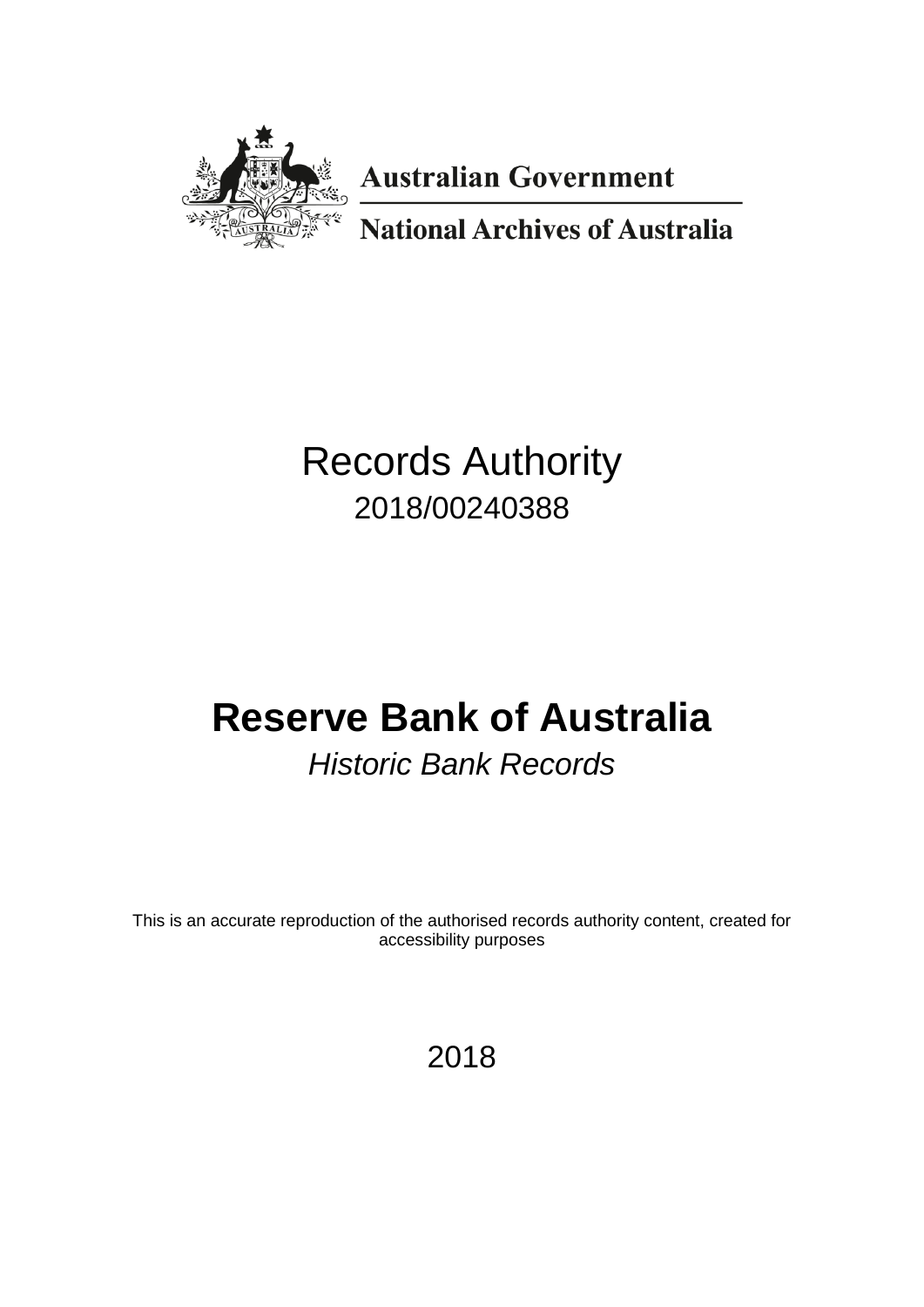**Australian Government**

**National Archives of Australia**

# Records Authority

2018/00240388

# Reserve Bank of Australia

*Historic Bank Records*

This is an accurate reproduction of the authorised records authority content, created for accessibility purposes

2018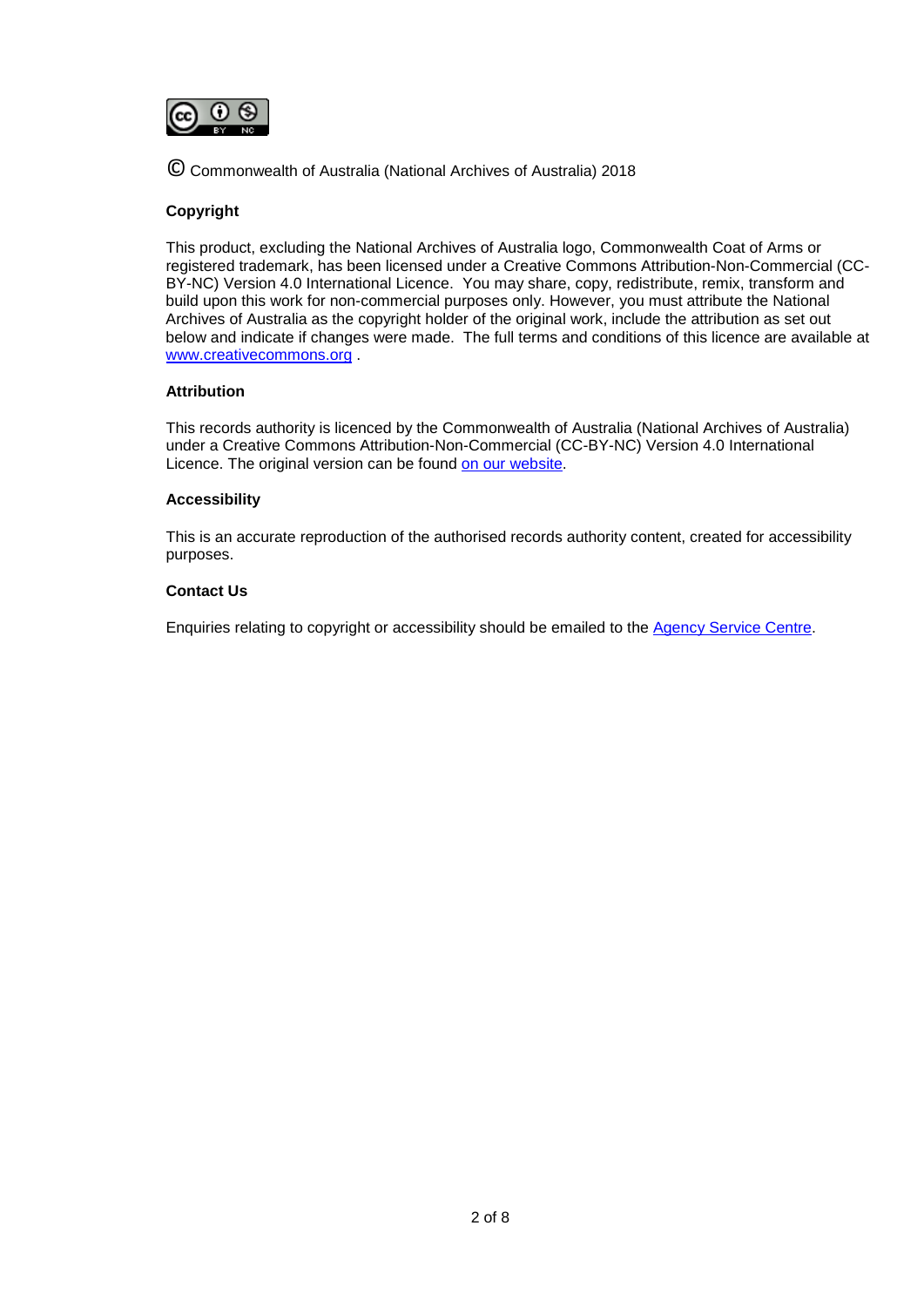© Commonwealth of Australia (National Archives of Australia) 2018

**Copyright**

This product, excluding the National Archives of Australia logo, Commonwealth Coat of Arms or registered trademark, has been licensed under a Creative Commons Attribution-Non-Commercial (CC-BY-NC) Version 4.0 International Licence. You may share, copy, redistribute, remix, transform and build upon this work for non-commercial purposes only. However, you must attribute the National Archives of Australia as the copyright holder of the original work, include the attribution as set out below and indicate if changes were made. The full terms and conditions of this licence are available at www.creativecommons.org .

**Attribution**

This records authority is licenced by the Commonwealth of Australia (National Archives of Australia) under a Creative Commons Attribution-Non-Commercial (CC-BY-NC) Version 4.0 International Licence. The original version can be found on our website.

**Accessibility**

This is an accurate reproduction of the authorised records authority content, created for accessibility purposes.

**Contact Us**

Enquiries relating to copyright or accessibility should be emailed to the Agency Service Centre.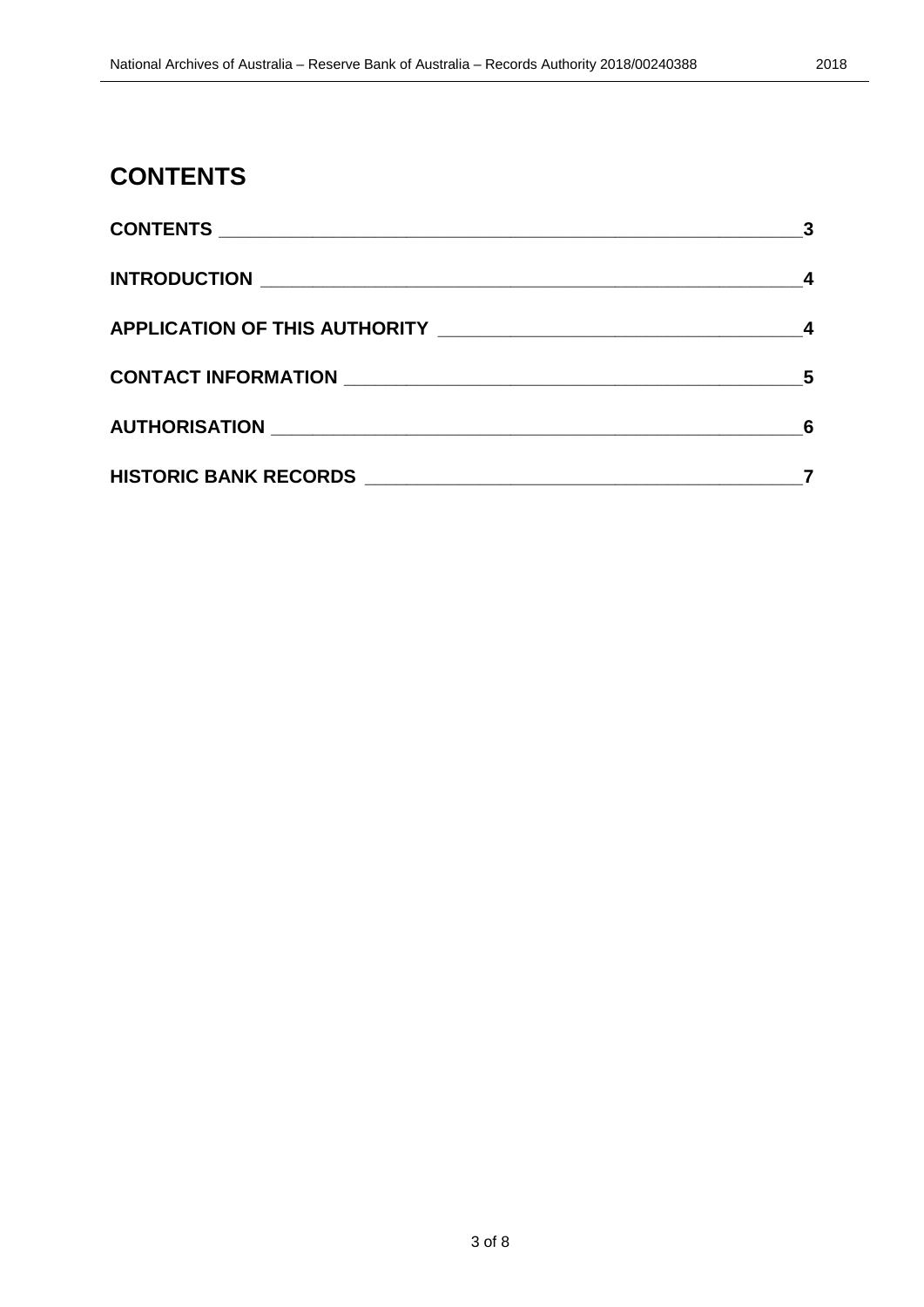# CONTENTS

| | |
|---|---|
| **CONTENTS** | **3** |
| **INTRODUCTION** | **4** |
| **APPLICATION OF THIS AUTHORITY** | **4** |
| **CONTACT INFORMATION** | **5** |
| **AUTHORISATION** | **6** |
| **HISTORIC BANK RECORDS** | **7** |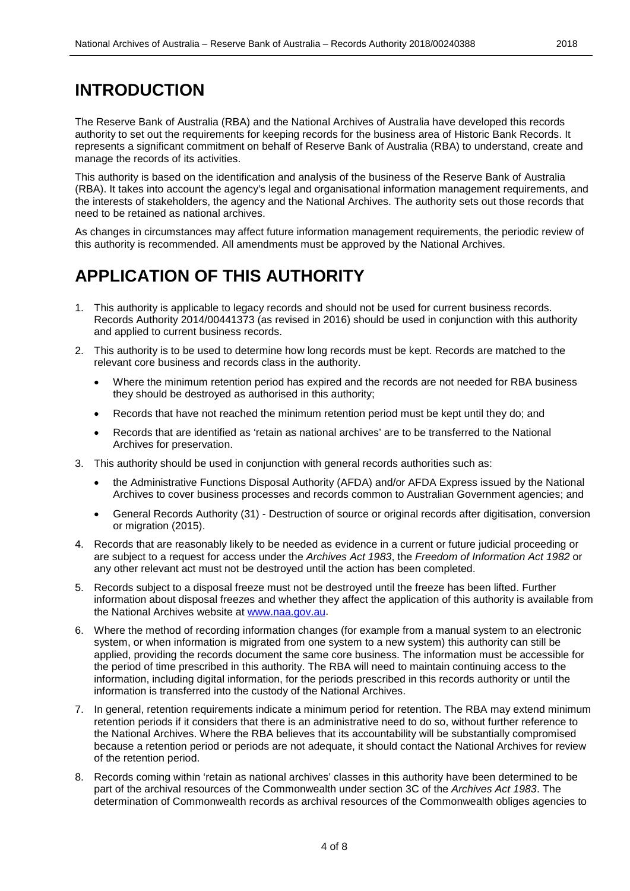# INTRODUCTION

The Reserve Bank of Australia (RBA) and the National Archives of Australia have developed this records authority to set out the requirements for keeping records for the business area of Historic Bank Records. It represents a significant commitment on behalf of Reserve Bank of Australia (RBA) to understand, create and manage the records of its activities.

This authority is based on the identification and analysis of the business of the Reserve Bank of Australia (RBA). It takes into account the agency's legal and organisational information management requirements, and the interests of stakeholders, the agency and the National Archives. The authority sets out those records that need to be retained as national archives.

As changes in circumstances may affect future information management requirements, the periodic review of this authority is recommended. All amendments must be approved by the National Archives.

# APPLICATION OF THIS AUTHORITY

1. This authority is applicable to legacy records and should not be used for current business records. Records Authority 2014/00441373 (as revised in 2016) should be used in conjunction with this authority and applied to current business records.
2. This authority is to be used to determine how long records must be kept. Records are matched to the relevant core business and records class in the authority.
   - Where the minimum retention period has expired and the records are not needed for RBA business they should be destroyed as authorised in this authority;
   - Records that have not reached the minimum retention period must be kept until they do; and
   - Records that are identified as 'retain as national archives' are to be transferred to the National Archives for preservation.
3. This authority should be used in conjunction with general records authorities such as:
   - the Administrative Functions Disposal Authority (AFDA) and/or AFDA Express issued by the National Archives to cover business processes and records common to Australian Government agencies; and
   - General Records Authority (31) - Destruction of source or original records after digitisation, conversion or migration (2015).
4. Records that are reasonably likely to be needed as evidence in a current or future judicial proceeding or are subject to a request for access under the *Archives Act 1983*, the *Freedom of Information Act 1982* or any other relevant act must not be destroyed until the action has been completed.
5. Records subject to a disposal freeze must not be destroyed until the freeze has been lifted. Further information about disposal freezes and whether they affect the application of this authority is available from the National Archives website at www.naa.gov.au.
6. Where the method of recording information changes (for example from a manual system to an electronic system, or when information is migrated from one system to a new system) this authority can still be applied, providing the records document the same core business. The information must be accessible for the period of time prescribed in this authority. The RBA will need to maintain continuing access to the information, including digital information, for the periods prescribed in this records authority or until the information is transferred into the custody of the National Archives.
7. In general, retention requirements indicate a minimum period for retention. The RBA may extend minimum retention periods if it considers that there is an administrative need to do so, without further reference to the National Archives. Where the RBA believes that its accountability will be substantially compromised because a retention period or periods are not adequate, it should contact the National Archives for review of the retention period.
8. Records coming within 'retain as national archives' classes in this authority have been determined to be part of the archival resources of the Commonwealth under section 3C of the *Archives Act 1983*. The determination of Commonwealth records as archival resources of the Commonwealth obliges agencies to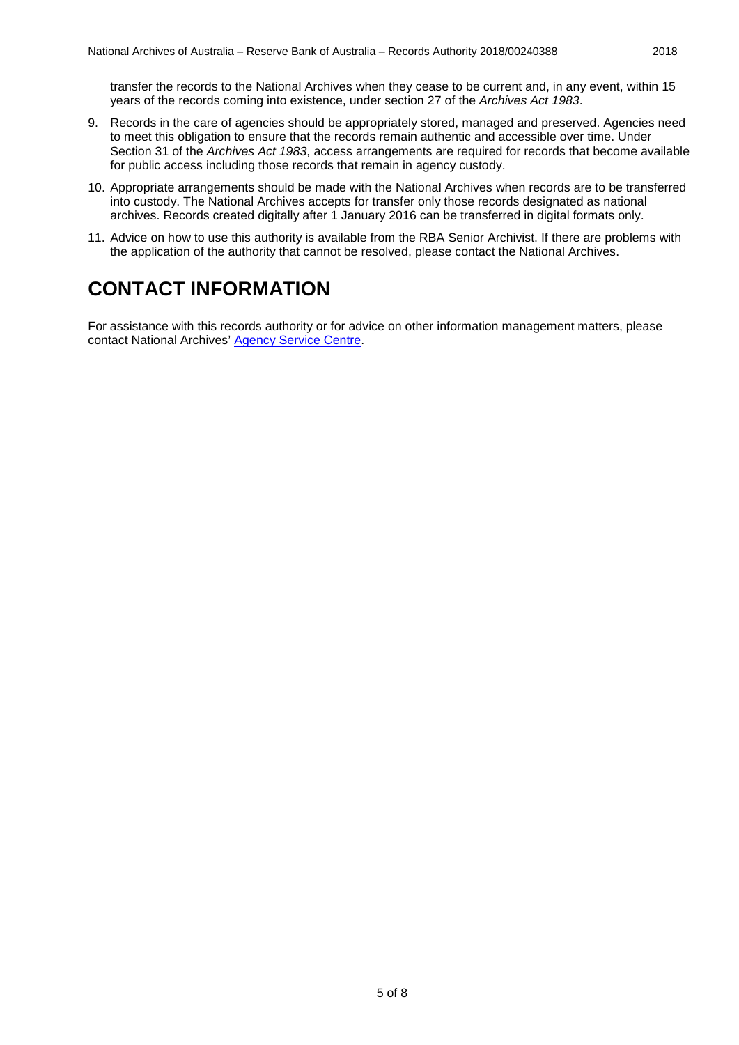transfer the records to the National Archives when they cease to be current and, in any event, within 15 years of the records coming into existence, under section 27 of the *Archives Act 1983*.

9. Records in the care of agencies should be appropriately stored, managed and preserved. Agencies need to meet this obligation to ensure that the records remain authentic and accessible over time. Under Section 31 of the *Archives Act 1983*, access arrangements are required for records that become available for public access including those records that remain in agency custody.
10. Appropriate arrangements should be made with the National Archives when records are to be transferred into custody. The National Archives accepts for transfer only those records designated as national archives. Records created digitally after 1 January 2016 can be transferred in digital formats only.
11. Advice on how to use this authority is available from the RBA Senior Archivist. If there are problems with the application of the authority that cannot be resolved, please contact the National Archives.

# CONTACT INFORMATION

For assistance with this records authority or for advice on other information management matters, please contact National Archives' Agency Service Centre.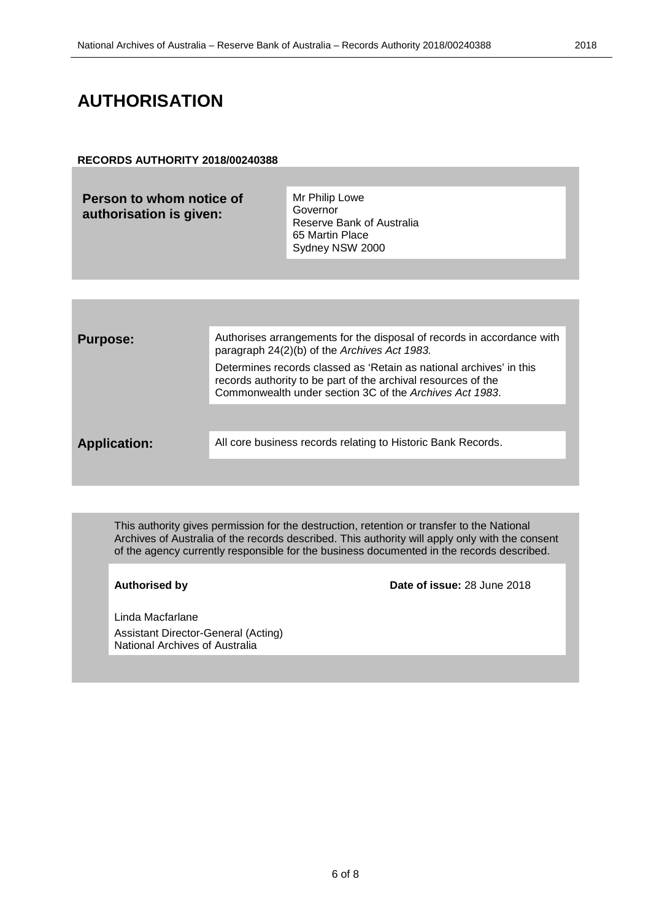# AUTHORISATION

**RECORDS AUTHORITY 2018/00240388**

| **Person to whom notice of authorisation is given:** | Mr Philip Lowe<br>Governor<br>Reserve Bank of Australia<br>65 Martin Place<br>Sydney NSW 2000 |
|---|---|

| | |
|---|---|
| **Purpose:** | Authorises arrangements for the disposal of records in accordance with paragraph 24(2)(b) of the *Archives Act 1983.*<br><br>Determines records classed as 'Retain as national archives' in this records authority to be part of the archival resources of the Commonwealth under section 3C of the *Archives Act 1983*. |
| **Application:** | All core business records relating to Historic Bank Records. |

This authority gives permission for the destruction, retention or transfer to the National Archives of Australia of the records described. This authority will apply only with the consent of the agency currently responsible for the business documented in the records described.

| **Authorised by** | **Date of issue:** 28 June 2018 |
|---|---|
| Linda Macfarlane<br>Assistant Director-General (Acting)<br>National Archives of Australia | |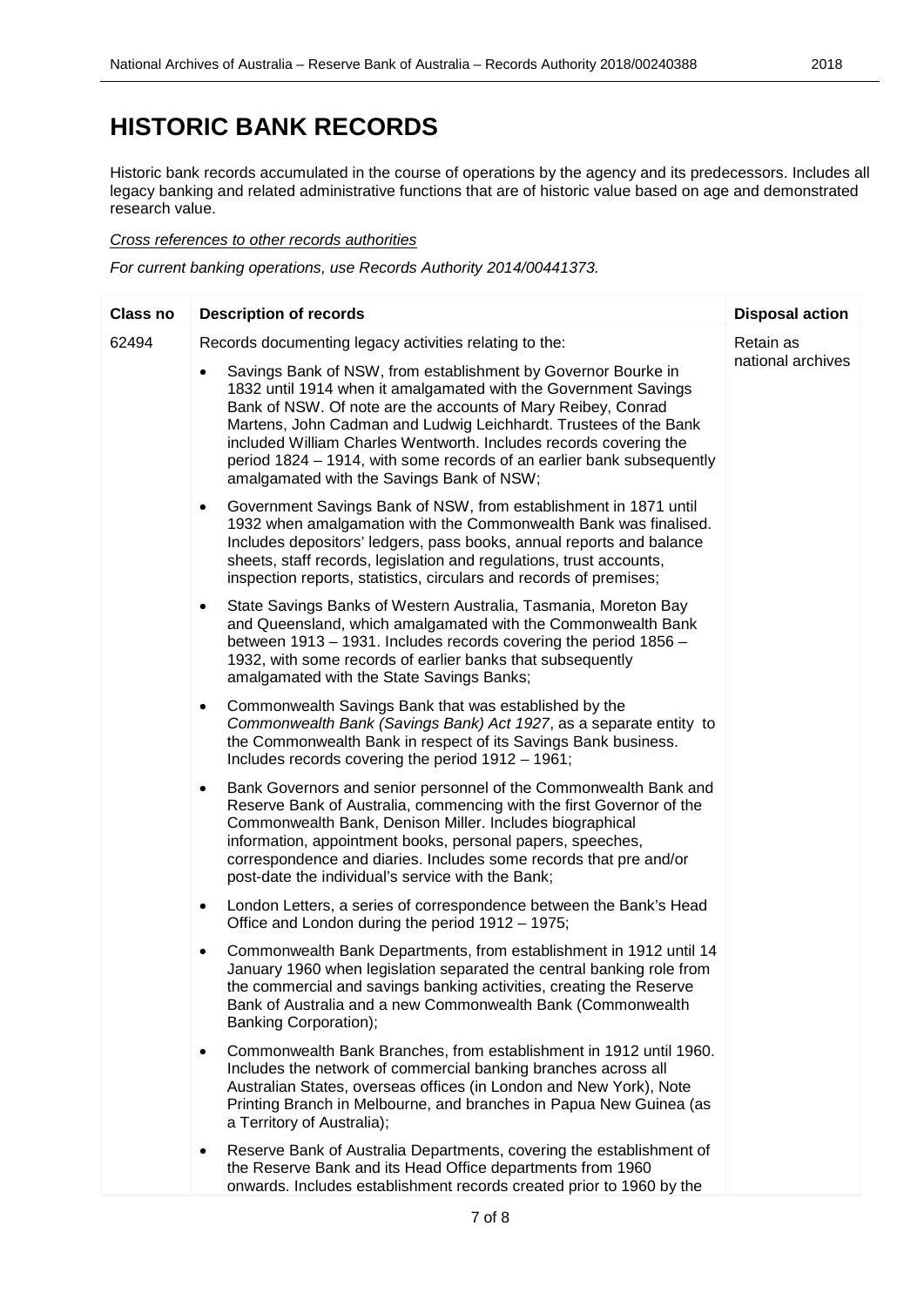# HISTORIC BANK RECORDS

Historic bank records accumulated in the course of operations by the agency and its predecessors. Includes all legacy banking and related administrative functions that are of historic value based on age and demonstrated research value.

*Cross references to other records authorities*

*For current banking operations, use Records Authority 2014/00441373.*

| Class no | Description of records | Disposal action |
|---|---|---|
| 62494 | Records documenting legacy activities relating to the:<br><br>• Savings Bank of NSW, from establishment by Governor Bourke in 1832 until 1914 when it amalgamated with the Government Savings Bank of NSW. Of note are the accounts of Mary Reibey, Conrad Martens, John Cadman and Ludwig Leichhardt. Trustees of the Bank included William Charles Wentworth. Includes records covering the period 1824 – 1914, with some records of an earlier bank subsequently amalgamated with the Savings Bank of NSW;<br><br>• Government Savings Bank of NSW, from establishment in 1871 until 1932 when amalgamation with the Commonwealth Bank was finalised. Includes depositors' ledgers, pass books, annual reports and balance sheets, staff records, legislation and regulations, trust accounts, inspection reports, statistics, circulars and records of premises;<br><br>• State Savings Banks of Western Australia, Tasmania, Moreton Bay and Queensland, which amalgamated with the Commonwealth Bank between 1913 – 1931. Includes records covering the period 1856 – 1932, with some records of earlier banks that subsequently amalgamated with the State Savings Banks;<br><br>• Commonwealth Savings Bank that was established by the *Commonwealth Bank (Savings Bank) Act 1927*, as a separate entity to the Commonwealth Bank in respect of its Savings Bank business. Includes records covering the period 1912 – 1961;<br><br>• Bank Governors and senior personnel of the Commonwealth Bank and Reserve Bank of Australia, commencing with the first Governor of the Commonwealth Bank, Denison Miller. Includes biographical information, appointment books, personal papers, speeches, correspondence and diaries. Includes some records that pre and/or post-date the individual's service with the Bank;<br><br>• London Letters, a series of correspondence between the Bank's Head Office and London during the period 1912 – 1975;<br><br>• Commonwealth Bank Departments, from establishment in 1912 until 14 January 1960 when legislation separated the central banking role from the commercial and savings banking activities, creating the Reserve Bank of Australia and a new Commonwealth Bank (Commonwealth Banking Corporation);<br><br>• Commonwealth Bank Branches, from establishment in 1912 until 1960. Includes the network of commercial banking branches across all Australian States, overseas offices (in London and New York), Note Printing Branch in Melbourne, and branches in Papua New Guinea (as a Territory of Australia);<br><br>• Reserve Bank of Australia Departments, covering the establishment of the Reserve Bank and its Head Office departments from 1960 onwards. Includes establishment records created prior to 1960 by the | Retain as national archives |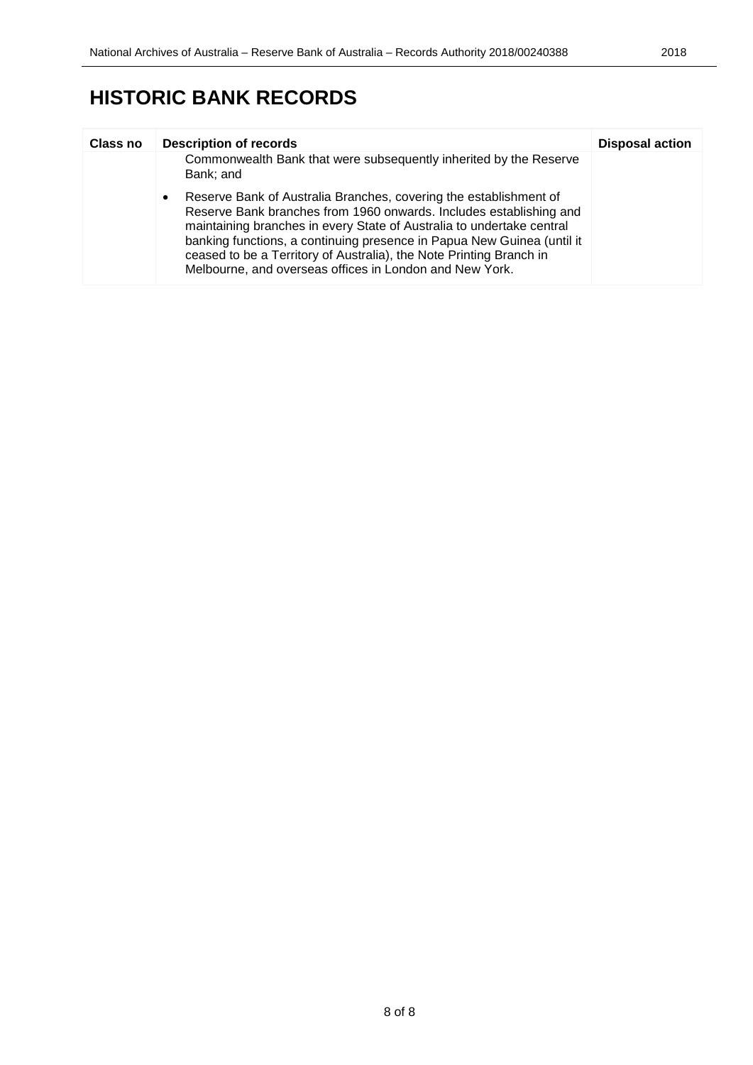# HISTORIC BANK RECORDS

| Class no | Description of records | Disposal action |
| --- | --- | --- |
| | Commonwealth Bank that were subsequently inherited by the Reserve Bank; and<br>• Reserve Bank of Australia Branches, covering the establishment of Reserve Bank branches from 1960 onwards. Includes establishing and maintaining branches in every State of Australia to undertake central banking functions, a continuing presence in Papua New Guinea (until it ceased to be a Territory of Australia), the Note Printing Branch in Melbourne, and overseas offices in London and New York. | |